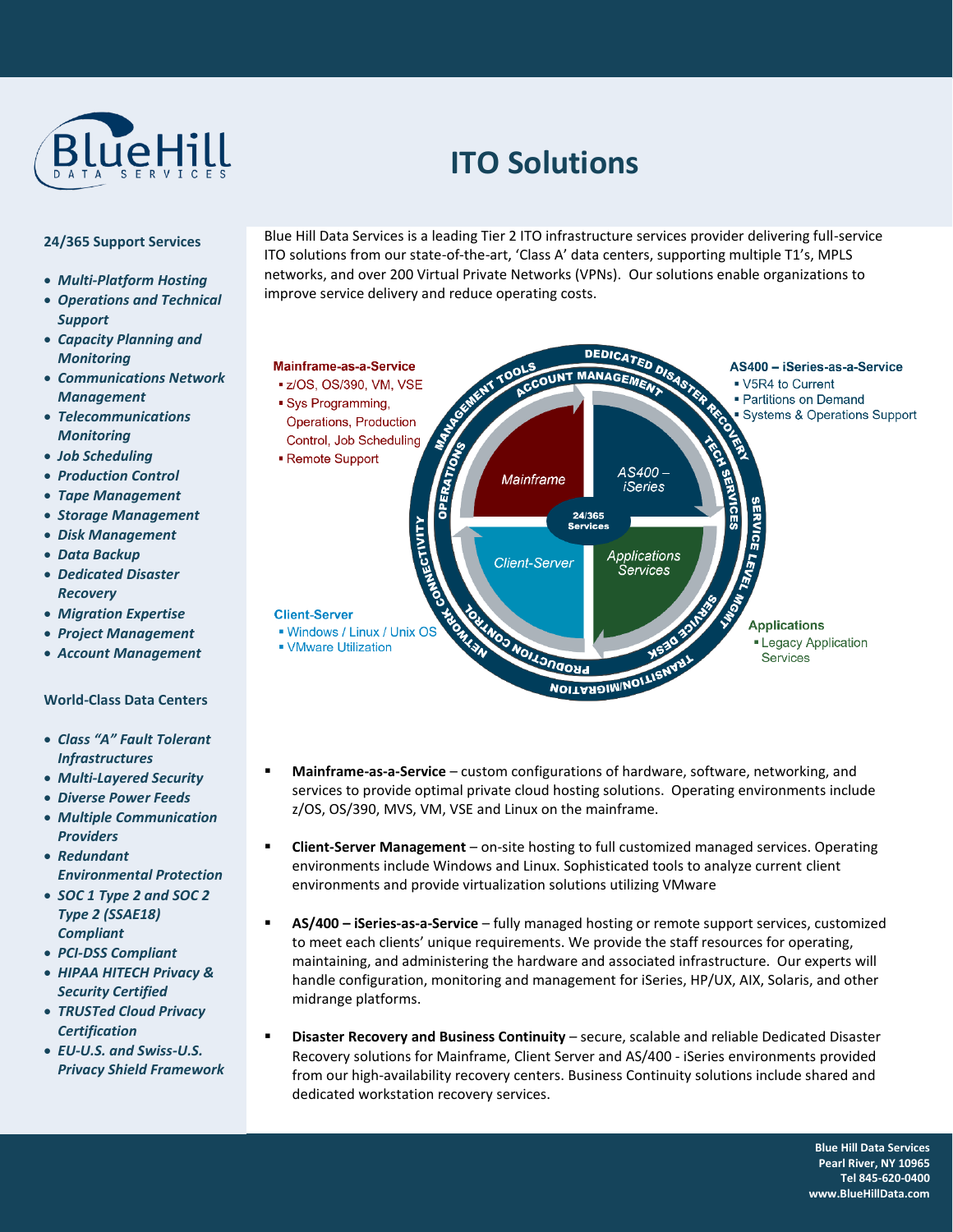BlueHill DATA SERVICES

# ITO Solutions

## 24/365 Support Services

- *Multi-Platform Hosting*
- *Operations and Technical Support*
- *Capacity Planning and Monitoring*
- *Communications Network Management*
- *Telecommunications Monitoring*
- *Job Scheduling*
- *Production Control*
- *Tape Management*
- *Storage Management*
- *Disk Management*
- *Data Backup*
- *Dedicated Disaster Recovery*
- *Migration Expertise*
- *Project Management*
- *Account Management*

## World-Class Data Centers

- *Class "A" Fault Tolerant Infrastructures*
- *Multi-Layered Security*
- *Diverse Power Feeds*
- *Multiple Communication Providers*
- *Redundant Environmental Protection*
- *SOC 1 Type 2 and SOC 2 Type 2 (SSAE18) Compliant*
- *PCI-DSS Compliant*
- *HIPAA HITECH Privacy & Security Certified*
- *TRUSTed Cloud Privacy Certification*
- *EU-U.S. and Swiss-U.S. Privacy Shield Framework*

Blue Hill Data Services is a leading Tier 2 ITO infrastructure services provider delivering full-service ITO solutions from our state-of-the-art, 'Class A' data centers, supporting multiple T1's, MPLS networks, and over 200 Virtual Private Networks (VPNs). Our solutions enable organizations to improve service delivery and reduce operating costs.

**Mainframe-as-a-Service**
- z/OS, OS/390, VM, VSE
- Sys Programming, Operations, Production Control, Job Scheduling
- Remote Support

**AS400 – iSeries-as-a-Service**
- V5R4 to Current
- Partitions on Demand
- Systems & Operations Support

**Client-Server**
- Windows / Linux / Unix OS
- VMware Utilization

**Applications**
- Legacy Application Services

Mainframe | AS400 – iSeries | Client-Server | Applications Services | 24/365 Services

Dedicated Disaster Recovery | Tech Services | Service Level Mgmt | Service Desk | Transition/Migration | Production Control | Network Connectivity | Operations | Management Tools | Account Management

- **Mainframe-as-a-Service** – custom configurations of hardware, software, networking, and services to provide optimal private cloud hosting solutions. Operating environments include z/OS, OS/390, MVS, VM, VSE and Linux on the mainframe.
- **Client-Server Management** – on-site hosting to full customized managed services. Operating environments include Windows and Linux. Sophisticated tools to analyze current client environments and provide virtualization solutions utilizing VMware
- **AS/400 – iSeries-as-a-Service** – fully managed hosting or remote support services, customized to meet each clients' unique requirements. We provide the staff resources for operating, maintaining, and administering the hardware and associated infrastructure. Our experts will handle configuration, monitoring and management for iSeries, HP/UX, AIX, Solaris, and other midrange platforms.
- **Disaster Recovery and Business Continuity** – secure, scalable and reliable Dedicated Disaster Recovery solutions for Mainframe, Client Server and AS/400 - iSeries environments provided from our high-availability recovery centers. Business Continuity solutions include shared and dedicated workstation recovery services.

**Blue Hill Data Services**
**Pearl River, NY 10965**
**Tel 845-620-0400**
**www.BlueHillData.com**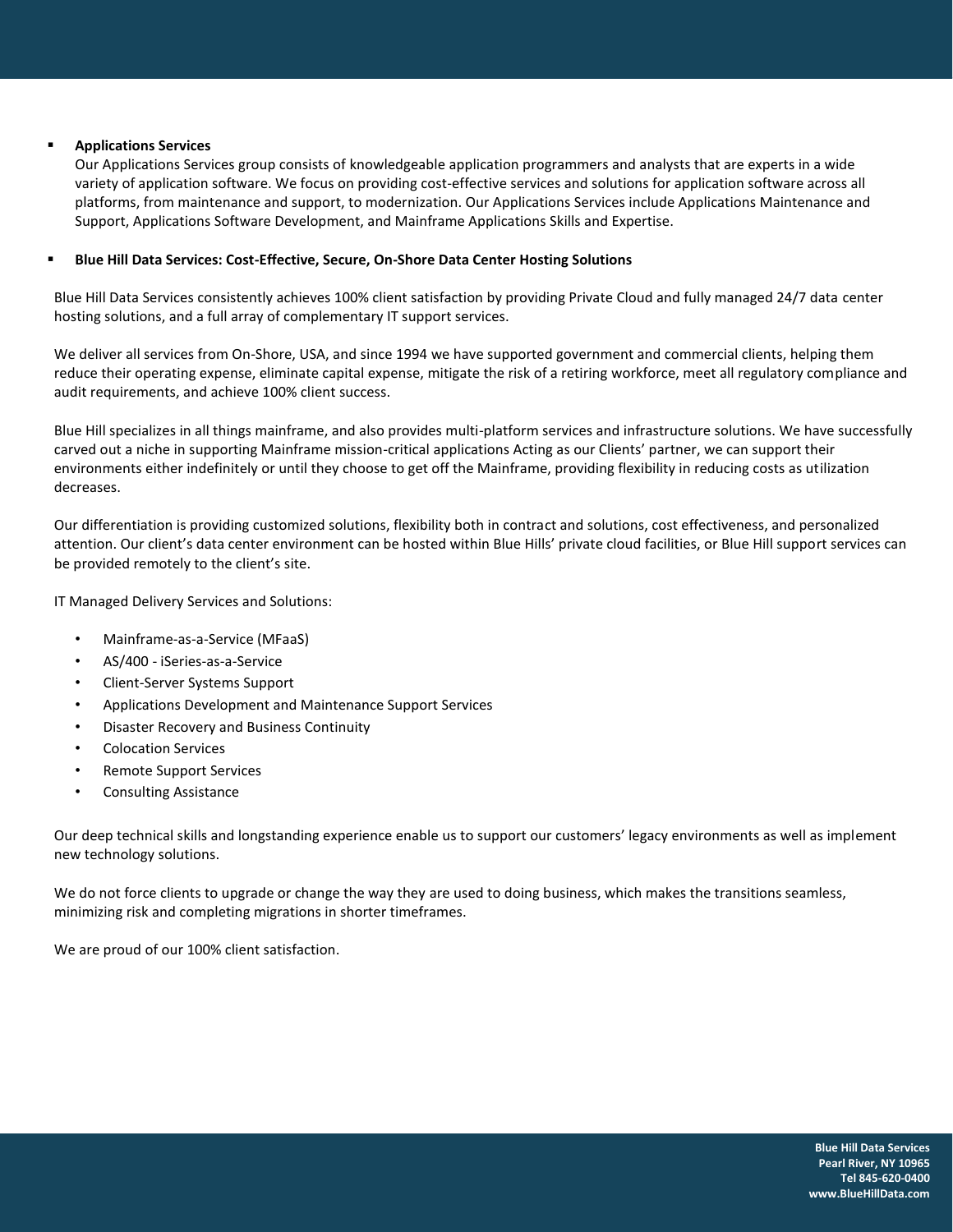- **Applications Services**

  Our Applications Services group consists of knowledgeable application programmers and analysts that are experts in a wide variety of application software. We focus on providing cost-effective services and solutions for application software across all platforms, from maintenance and support, to modernization. Our Applications Services include Applications Maintenance and Support, Applications Software Development, and Mainframe Applications Skills and Expertise.

- **Blue Hill Data Services: Cost-Effective, Secure, On-Shore Data Center Hosting Solutions**

Blue Hill Data Services consistently achieves 100% client satisfaction by providing Private Cloud and fully managed 24/7 data center hosting solutions, and a full array of complementary IT support services.

We deliver all services from On-Shore, USA, and since 1994 we have supported government and commercial clients, helping them reduce their operating expense, eliminate capital expense, mitigate the risk of a retiring workforce, meet all regulatory compliance and audit requirements, and achieve 100% client success.

Blue Hill specializes in all things mainframe, and also provides multi-platform services and infrastructure solutions. We have successfully carved out a niche in supporting Mainframe mission-critical applications Acting as our Clients' partner, we can support their environments either indefinitely or until they choose to get off the Mainframe, providing flexibility in reducing costs as utilization decreases.

Our differentiation is providing customized solutions, flexibility both in contract and solutions, cost effectiveness, and personalized attention. Our client's data center environment can be hosted within Blue Hills' private cloud facilities, or Blue Hill support services can be provided remotely to the client's site.

IT Managed Delivery Services and Solutions:

- Mainframe-as-a-Service (MFaaS)
- AS/400 - iSeries-as-a-Service
- Client-Server Systems Support
- Applications Development and Maintenance Support Services
- Disaster Recovery and Business Continuity
- Colocation Services
- Remote Support Services
- Consulting Assistance

Our deep technical skills and longstanding experience enable us to support our customers' legacy environments as well as implement new technology solutions.

We do not force clients to upgrade or change the way they are used to doing business, which makes the transitions seamless, minimizing risk and completing migrations in shorter timeframes.

We are proud of our 100% client satisfaction.